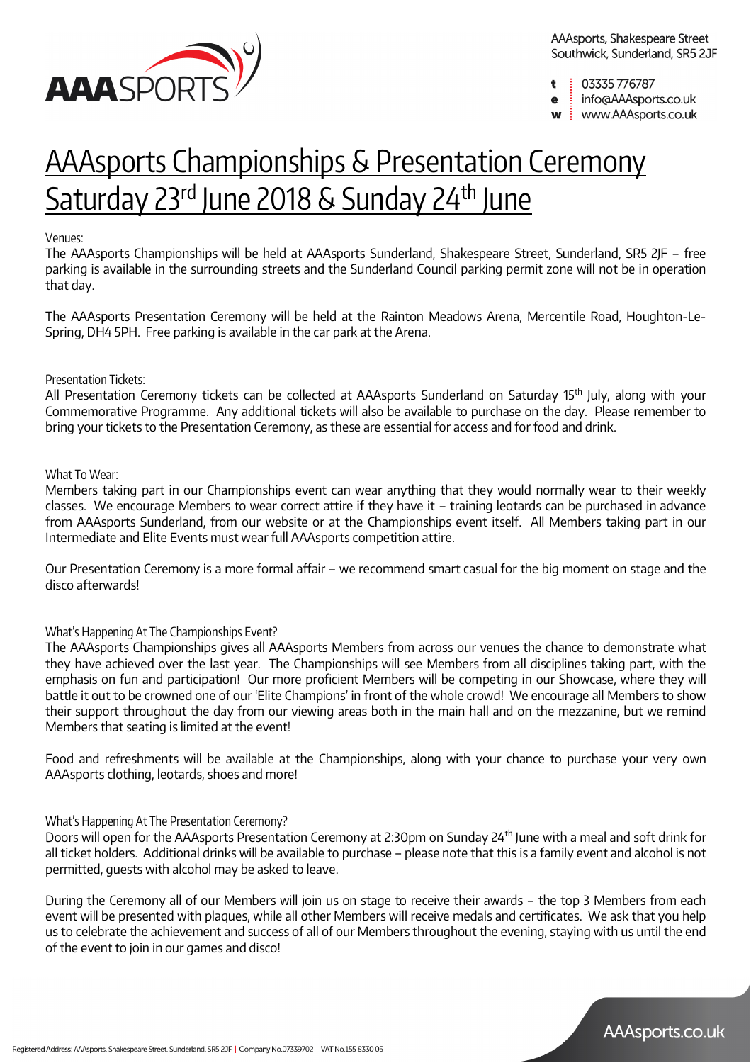AAAsports, Shakespeare Street
Southwick, Sunderland, SR5 2JF

t 03335 776787
e info@AAAsports.co.uk
w www.AAAsports.co.uk

# AAAsports Championships & Presentation Ceremony Saturday 23rd June 2018 & Sunday 24th June

Venues:

The AAAsports Championships will be held at AAAsports Sunderland, Shakespeare Street, Sunderland, SR5 2JF – free parking is available in the surrounding streets and the Sunderland Council parking permit zone will not be in operation that day.

The AAAsports Presentation Ceremony will be held at the Rainton Meadows Arena, Mercentile Road, Houghton-Le-Spring, DH4 5PH. Free parking is available in the car park at the Arena.

Presentation Tickets:

All Presentation Ceremony tickets can be collected at AAAsports Sunderland on Saturday 15th July, along with your Commemorative Programme. Any additional tickets will also be available to purchase on the day. Please remember to bring your tickets to the Presentation Ceremony, as these are essential for access and for food and drink.

What To Wear:

Members taking part in our Championships event can wear anything that they would normally wear to their weekly classes. We encourage Members to wear correct attire if they have it – training leotards can be purchased in advance from AAAsports Sunderland, from our website or at the Championships event itself. All Members taking part in our Intermediate and Elite Events must wear full AAAsports competition attire.

Our Presentation Ceremony is a more formal affair – we recommend smart casual for the big moment on stage and the disco afterwards!

What's Happening At The Championships Event?

The AAAsports Championships gives all AAAsports Members from across our venues the chance to demonstrate what they have achieved over the last year. The Championships will see Members from all disciplines taking part, with the emphasis on fun and participation! Our more proficient Members will be competing in our Showcase, where they will battle it out to be crowned one of our 'Elite Champions' in front of the whole crowd! We encourage all Members to show their support throughout the day from our viewing areas both in the main hall and on the mezzanine, but we remind Members that seating is limited at the event!

Food and refreshments will be available at the Championships, along with your chance to purchase your very own AAAsports clothing, leotards, shoes and more!

What's Happening At The Presentation Ceremony?

Doors will open for the AAAsports Presentation Ceremony at 2:30pm on Sunday 24th June with a meal and soft drink for all ticket holders. Additional drinks will be available to purchase – please note that this is a family event and alcohol is not permitted, guests with alcohol may be asked to leave.

During the Ceremony all of our Members will join us on stage to receive their awards – the top 3 Members from each event will be presented with plaques, while all other Members will receive medals and certificates. We ask that you help us to celebrate the achievement and success of all of our Members throughout the evening, staying with us until the end of the event to join in our games and disco!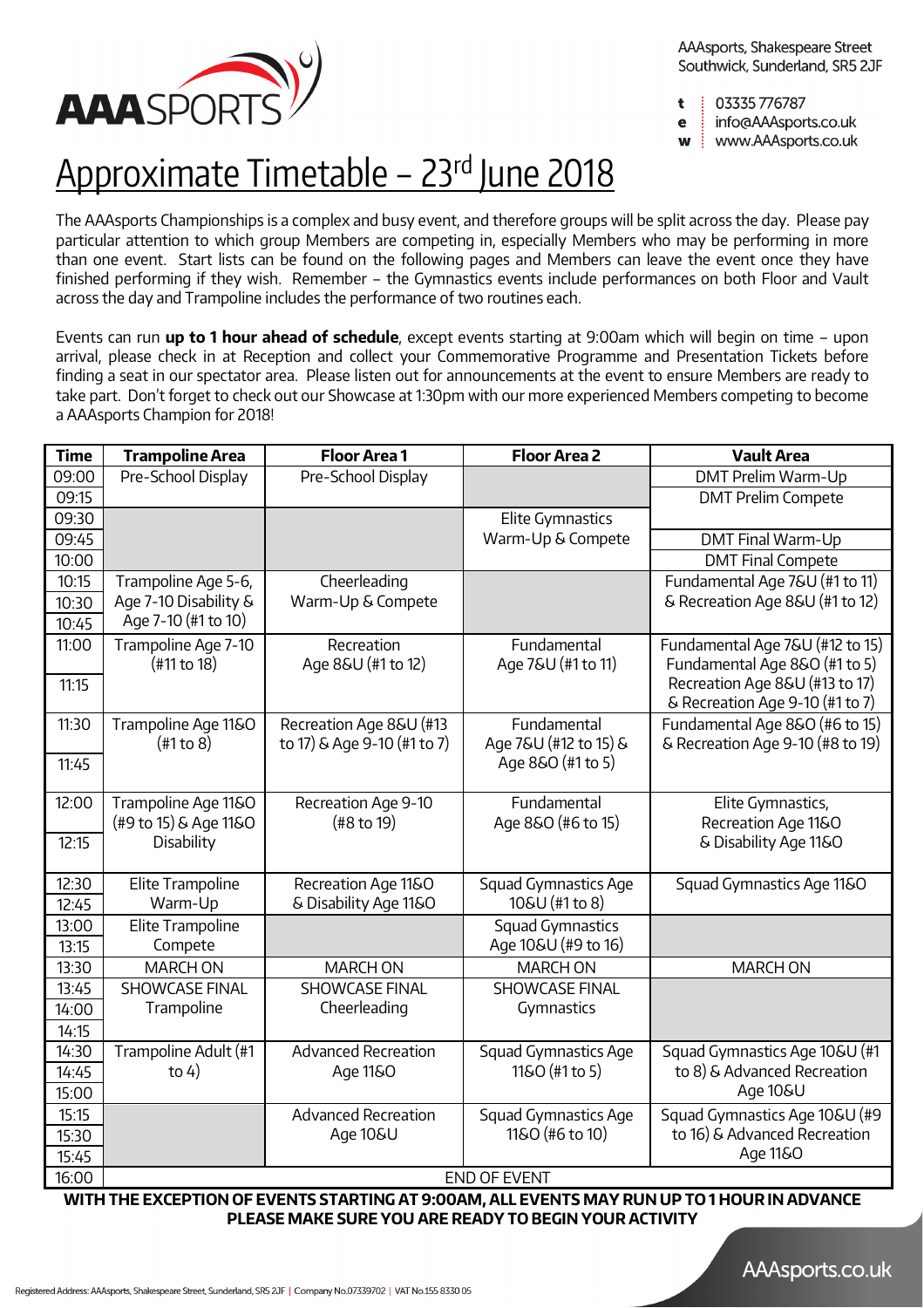AAAsports, Shakespeare Street
Southwick, Sunderland, SR5 2JF

t 03335 776787
e info@AAAsports.co.uk
w www.AAAsports.co.uk

# Approximate Timetable – 23rd June 2018

The AAAsports Championships is a complex and busy event, and therefore groups will be split across the day. Please pay particular attention to which group Members are competing in, especially Members who may be performing in more than one event. Start lists can be found on the following pages and Members can leave the event once they have finished performing if they wish. Remember – the Gymnastics events include performances on both Floor and Vault across the day and Trampoline includes the performance of two routines each.

Events can run **up to 1 hour ahead of schedule**, except events starting at 9:00am which will begin on time – upon arrival, please check in at Reception and collect your Commemorative Programme and Presentation Tickets before finding a seat in our spectator area. Please listen out for announcements at the event to ensure Members are ready to take part. Don't forget to check out our Showcase at 1:30pm with our more experienced Members competing to become a AAAsports Champion for 2018!

| Time | Trampoline Area | Floor Area 1 | Floor Area 2 | Vault Area |
|---|---|---|---|---|
| 09:00 | Pre-School Display | Pre-School Display | | DMT Prelim Warm-Up |
| 09:15 | | | | DMT Prelim Compete |
| 09:30 | | | Elite Gymnastics Warm-Up & Compete | |
| 09:45 | | | | DMT Final Warm-Up |
| 10:00 | | | | DMT Final Compete |
| 10:15 | Trampoline Age 5-6, Age 7-10 Disability & Age 7-10 (#1 to 10) | Cheerleading Warm-Up & Compete | | Fundamental Age 7&U (#1 to 11) & Recreation Age 8&U (#1 to 12) |
| 10:30 | | | | |
| 10:45 | | | | |
| 11:00 | Trampoline Age 7-10 (#11 to 18) | Recreation Age 8&U (#1 to 12) | Fundamental Age 7&U (#1 to 11) | Fundamental Age 7&U (#12 to 15) Fundamental Age 8&O (#1 to 5) Recreation Age 8&U (#13 to 17) & Recreation Age 9-10 (#1 to 7) |
| 11:15 | | | | |
| 11:30 | Trampoline Age 11&O (#1 to 8) | Recreation Age 8&U (#13 to 17) & Age 9-10 (#1 to 7) | Fundamental Age 7&U (#12 to 15) & Age 8&O (#1 to 5) | Fundamental Age 8&O (#6 to 15) & Recreation Age 9-10 (#8 to 19) |
| 11:45 | | | | |
| 12:00 | Trampoline Age 11&O (#9 to 15) & Age 11&O Disability | Recreation Age 9-10 (#8 to 19) | Fundamental Age 8&O (#6 to 15) | Elite Gymnastics, Recreation Age 11&O & Disability Age 11&O |
| 12:15 | | | | |
| 12:30 | Elite Trampoline Warm-Up | Recreation Age 11&O & Disability Age 11&O | Squad Gymnastics Age 10&U (#1 to 8) | Squad Gymnastics Age 11&O |
| 12:45 | | | | |
| 13:00 | Elite Trampoline Compete | | Squad Gymnastics Age 10&U (#9 to 16) | |
| 13:15 | | | | |
| 13:30 | MARCH ON | MARCH ON | MARCH ON | MARCH ON |
| 13:45 | SHOWCASE FINAL Trampoline | SHOWCASE FINAL Cheerleading | SHOWCASE FINAL Gymnastics | |
| 14:00 | | | | |
| 14:15 | | | | |
| 14:30 | Trampoline Adult (#1 to 4) | Advanced Recreation Age 11&O | Squad Gymnastics Age 11&O (#1 to 5) | Squad Gymnastics Age 10&U (#1 to 8) & Advanced Recreation Age 10&U |
| 14:45 | | | | |
| 15:00 | | | | |
| 15:15 | | Advanced Recreation Age 10&U | Squad Gymnastics Age 11&O (#6 to 10) | Squad Gymnastics Age 10&U (#9 to 16) & Advanced Recreation Age 11&O |
| 15:30 | | | | |
| 15:45 | | | | |
| 16:00 | END OF EVENT | | | |

**WITH THE EXCEPTION OF EVENTS STARTING AT 9:00AM, ALL EVENTS MAY RUN UP TO 1 HOUR IN ADVANCE**
**PLEASE MAKE SURE YOU ARE READY TO BEGIN YOUR ACTIVITY**

Registered Address: AAAsports, Shakespeare Street, Sunderland, SR5 2JF | Company No.07339702 | VAT No.155 8330 05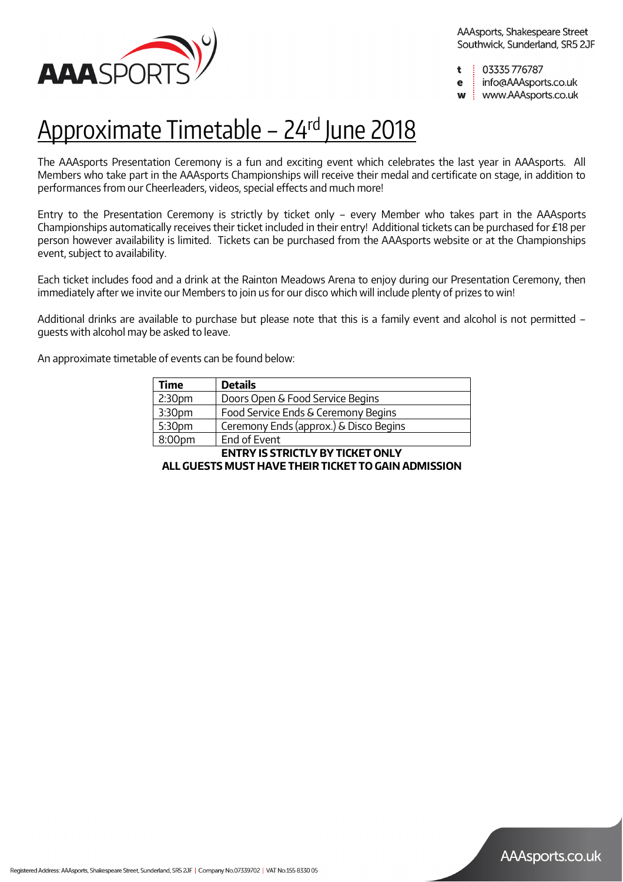AAAsports, Shakespeare Street
Southwick, Sunderland, SR5 2JF

t 03335 776787
e info@AAAsports.co.uk
w www.AAAsports.co.uk

# Approximate Timetable – 24rd June 2018

The AAAsports Presentation Ceremony is a fun and exciting event which celebrates the last year in AAAsports. All Members who take part in the AAAsports Championships will receive their medal and certificate on stage, in addition to performances from our Cheerleaders, videos, special effects and much more!

Entry to the Presentation Ceremony is strictly by ticket only – every Member who takes part in the AAAsports Championships automatically receives their ticket included in their entry! Additional tickets can be purchased for £18 per person however availability is limited. Tickets can be purchased from the AAAsports website or at the Championships event, subject to availability.

Each ticket includes food and a drink at the Rainton Meadows Arena to enjoy during our Presentation Ceremony, then immediately after we invite our Members to join us for our disco which will include plenty of prizes to win!

Additional drinks are available to purchase but please note that this is a family event and alcohol is not permitted – guests with alcohol may be asked to leave.

An approximate timetable of events can be found below:

| Time | Details |
|---|---|
| 2:30pm | Doors Open & Food Service Begins |
| 3:30pm | Food Service Ends & Ceremony Begins |
| 5:30pm | Ceremony Ends (approx.) & Disco Begins |
| 8:00pm | End of Event |

**ENTRY IS STRICTLY BY TICKET ONLY**
**ALL GUESTS MUST HAVE THEIR TICKET TO GAIN ADMISSION**

Registered Address: AAAsports, Shakespeare Street, Sunderland, SR5 2JF | Company No.07339702 | VAT No.155 8330 05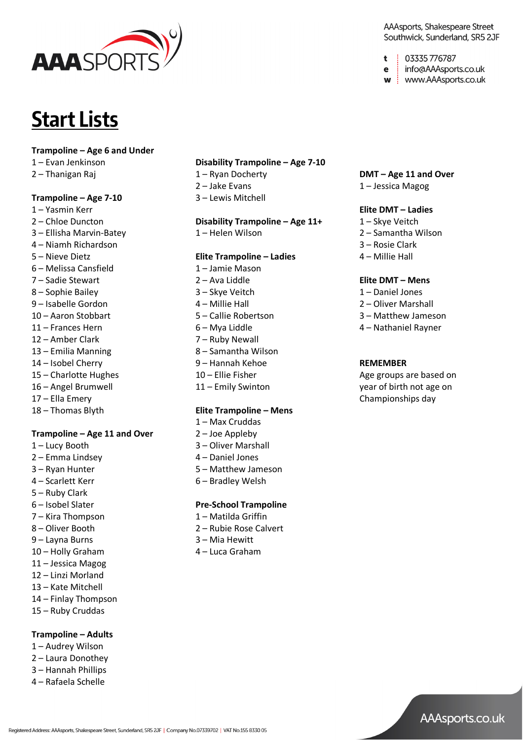AAAsports, Shakespeare Street
Southwick, Sunderland, SR5 2JF

t 03335 776787
e info@AAAsports.co.uk
w www.AAAsports.co.uk

# Start Lists

**Trampoline – Age 6 and Under**
1 – Evan Jenkinson
2 – Thanigan Raj

**Trampoline – Age 7-10**
1 – Yasmin Kerr
2 – Chloe Duncton
3 – Ellisha Marvin-Batey
4 – Niamh Richardson
5 – Nieve Dietz
6 – Melissa Cansfield
7 – Sadie Stewart
8 – Sophie Bailey
9 – Isabelle Gordon
10 – Aaron Stobbart
11 – Frances Hern
12 – Amber Clark
13 – Emilia Manning
14 – Isobel Cherry
15 – Charlotte Hughes
16 – Angel Brumwell
17 – Ella Emery
18 – Thomas Blyth

**Trampoline – Age 11 and Over**
1 – Lucy Booth
2 – Emma Lindsey
3 – Ryan Hunter
4 – Scarlett Kerr
5 – Ruby Clark
6 – Isobel Slater
7 – Kira Thompson
8 – Oliver Booth
9 – Layna Burns
10 – Holly Graham
11 – Jessica Magog
12 – Linzi Morland
13 – Kate Mitchell
14 – Finlay Thompson
15 – Ruby Cruddas

**Trampoline – Adults**
1 – Audrey Wilson
2 – Laura Donothey
3 – Hannah Phillips
4 – Rafaela Schelle

**Disability Trampoline – Age 7-10**
1 – Ryan Docherty
2 – Jake Evans
3 – Lewis Mitchell

**Disability Trampoline – Age 11+**
1 – Helen Wilson

**Elite Trampoline – Ladies**
1 – Jamie Mason
2 – Ava Liddle
3 – Skye Veitch
4 – Millie Hall
5 – Callie Robertson
6 – Mya Liddle
7 – Ruby Newall
8 – Samantha Wilson
9 – Hannah Kehoe
10 – Ellie Fisher
11 – Emily Swinton

**Elite Trampoline – Mens**
1 – Max Cruddas
2 – Joe Appleby
3 – Oliver Marshall
4 – Daniel Jones
5 – Matthew Jameson
6 – Bradley Welsh

**Pre-School Trampoline**
1 – Matilda Griffin
2 – Rubie Rose Calvert
3 – Mia Hewitt
4 – Luca Graham

**DMT – Age 11 and Over**
1 – Jessica Magog

**Elite DMT – Ladies**
1 – Skye Veitch
2 – Samantha Wilson
3 – Rosie Clark
4 – Millie Hall

**Elite DMT – Mens**
1 – Daniel Jones
2 – Oliver Marshall
3 – Matthew Jameson
4 – Nathaniel Rayner

**REMEMBER**
Age groups are based on year of birth not age on Championships day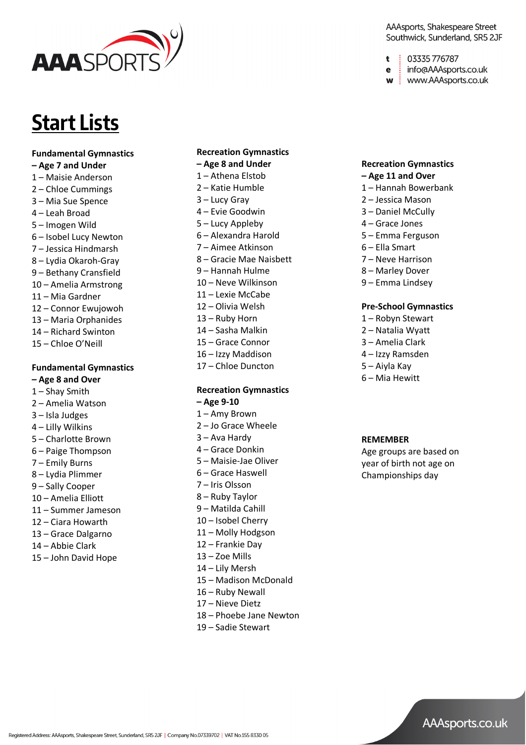AAAsports, Shakespeare Street
Southwick, Sunderland, SR5 2JF

t 03335 776787
e info@AAAsports.co.uk
w www.AAAsports.co.uk

# Start Lists

**Fundamental Gymnastics – Age 7 and Under**

1 – Maisie Anderson
2 – Chloe Cummings
3 – Mia Sue Spence
4 – Leah Broad
5 – Imogen Wild
6 – Isobel Lucy Newton
7 – Jessica Hindmarsh
8 – Lydia Okaroh-Gray
9 – Bethany Cransfield
10 – Amelia Armstrong
11 – Mia Gardner
12 – Connor Ewujowoh
13 – Maria Orphanides
14 – Richard Swinton
15 – Chloe O'Neill

**Fundamental Gymnastics – Age 8 and Over**

1 – Shay Smith
2 – Amelia Watson
3 – Isla Judges
4 – Lilly Wilkins
5 – Charlotte Brown
6 – Paige Thompson
7 – Emily Burns
8 – Lydia Plimmer
9 – Sally Cooper
10 – Amelia Elliott
11 – Summer Jameson
12 – Ciara Howarth
13 – Grace Dalgarno
14 – Abbie Clark
15 – John David Hope

**Recreation Gymnastics – Age 8 and Under**

1 – Athena Elstob
2 – Katie Humble
3 – Lucy Gray
4 – Evie Goodwin
5 – Lucy Appleby
6 – Alexandra Harold
7 – Aimee Atkinson
8 – Gracie Mae Naisbett
9 – Hannah Hulme
10 – Neve Wilkinson
11 – Lexie McCabe
12 – Olivia Welsh
13 – Ruby Horn
14 – Sasha Malkin
15 – Grace Connor
16 – Izzy Maddison
17 – Chloe Duncton

**Recreation Gymnastics – Age 9-10**

1 – Amy Brown
2 – Jo Grace Wheele
3 – Ava Hardy
4 – Grace Donkin
5 – Maisie-Jae Oliver
6 – Grace Haswell
7 – Iris Olsson
8 – Ruby Taylor
9 – Matilda Cahill
10 – Isobel Cherry
11 – Molly Hodgson
12 – Frankie Day
13 – Zoe Mills
14 – Lily Mersh
15 – Madison McDonald
16 – Ruby Newall
17 – Nieve Dietz
18 – Phoebe Jane Newton
19 – Sadie Stewart

**Recreation Gymnastics – Age 11 and Over**

1 – Hannah Bowerbank
2 – Jessica Mason
3 – Daniel McCully
4 – Grace Jones
5 – Emma Ferguson
6 – Ella Smart
7 – Neve Harrison
8 – Marley Dover
9 – Emma Lindsey

**Pre-School Gymnastics**

1 – Robyn Stewart
2 – Natalia Wyatt
3 – Amelia Clark
4 – Izzy Ramsden
5 – Aiyla Kay
6 – Mia Hewitt

**REMEMBER**

Age groups are based on year of birth not age on Championships day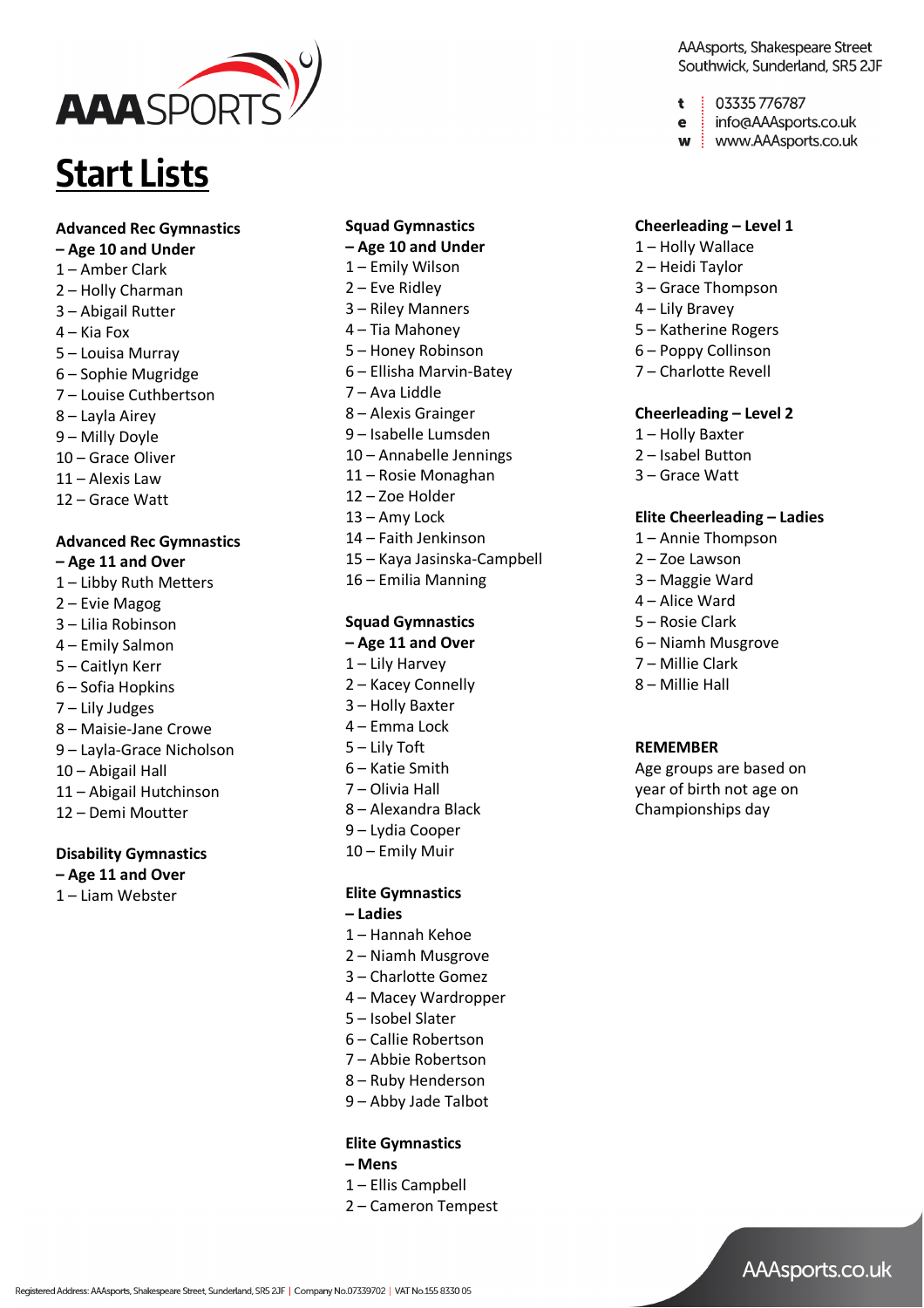AAAsports, Shakespeare Street
Southwick, Sunderland, SR5 2JF

t 03335 776787
e info@AAAsports.co.uk
w www.AAAsports.co.uk

# Start Lists

**Advanced Rec Gymnastics – Age 10 and Under**

1 – Amber Clark
2 – Holly Charman
3 – Abigail Rutter
4 – Kia Fox
5 – Louisa Murray
6 – Sophie Mugridge
7 – Louise Cuthbertson
8 – Layla Airey
9 – Milly Doyle
10 – Grace Oliver
11 – Alexis Law
12 – Grace Watt

**Advanced Rec Gymnastics – Age 11 and Over**

1 – Libby Ruth Metters
2 – Evie Magog
3 – Lilia Robinson
4 – Emily Salmon
5 – Caitlyn Kerr
6 – Sofia Hopkins
7 – Lily Judges
8 – Maisie-Jane Crowe
9 – Layla-Grace Nicholson
10 – Abigail Hall
11 – Abigail Hutchinson
12 – Demi Moutter

**Disability Gymnastics – Age 11 and Over**

1 – Liam Webster

**Squad Gymnastics – Age 10 and Under**

1 – Emily Wilson
2 – Eve Ridley
3 – Riley Manners
4 – Tia Mahoney
5 – Honey Robinson
6 – Ellisha Marvin-Batey
7 – Ava Liddle
8 – Alexis Grainger
9 – Isabelle Lumsden
10 – Annabelle Jennings
11 – Rosie Monaghan
12 – Zoe Holder
13 – Amy Lock
14 – Faith Jenkinson
15 – Kaya Jasinska-Campbell
16 – Emilia Manning

**Squad Gymnastics – Age 11 and Over**

1 – Lily Harvey
2 – Kacey Connelly
3 – Holly Baxter
4 – Emma Lock
5 – Lily Toft
6 – Katie Smith
7 – Olivia Hall
8 – Alexandra Black
9 – Lydia Cooper
10 – Emily Muir

**Elite Gymnastics – Ladies**

1 – Hannah Kehoe
2 – Niamh Musgrove
3 – Charlotte Gomez
4 – Macey Wardropper
5 – Isobel Slater
6 – Callie Robertson
7 – Abbie Robertson
8 – Ruby Henderson
9 – Abby Jade Talbot

**Elite Gymnastics – Mens**

1 – Ellis Campbell
2 – Cameron Tempest

**Cheerleading – Level 1**

1 – Holly Wallace
2 – Heidi Taylor
3 – Grace Thompson
4 – Lily Bravey
5 – Katherine Rogers
6 – Poppy Collinson
7 – Charlotte Revell

**Cheerleading – Level 2**

1 – Holly Baxter
2 – Isabel Button
3 – Grace Watt

**Elite Cheerleading – Ladies**

1 – Annie Thompson
2 – Zoe Lawson
3 – Maggie Ward
4 – Alice Ward
5 – Rosie Clark
6 – Niamh Musgrove
7 – Millie Clark
8 – Millie Hall

**REMEMBER**

Age groups are based on year of birth not age on Championships day